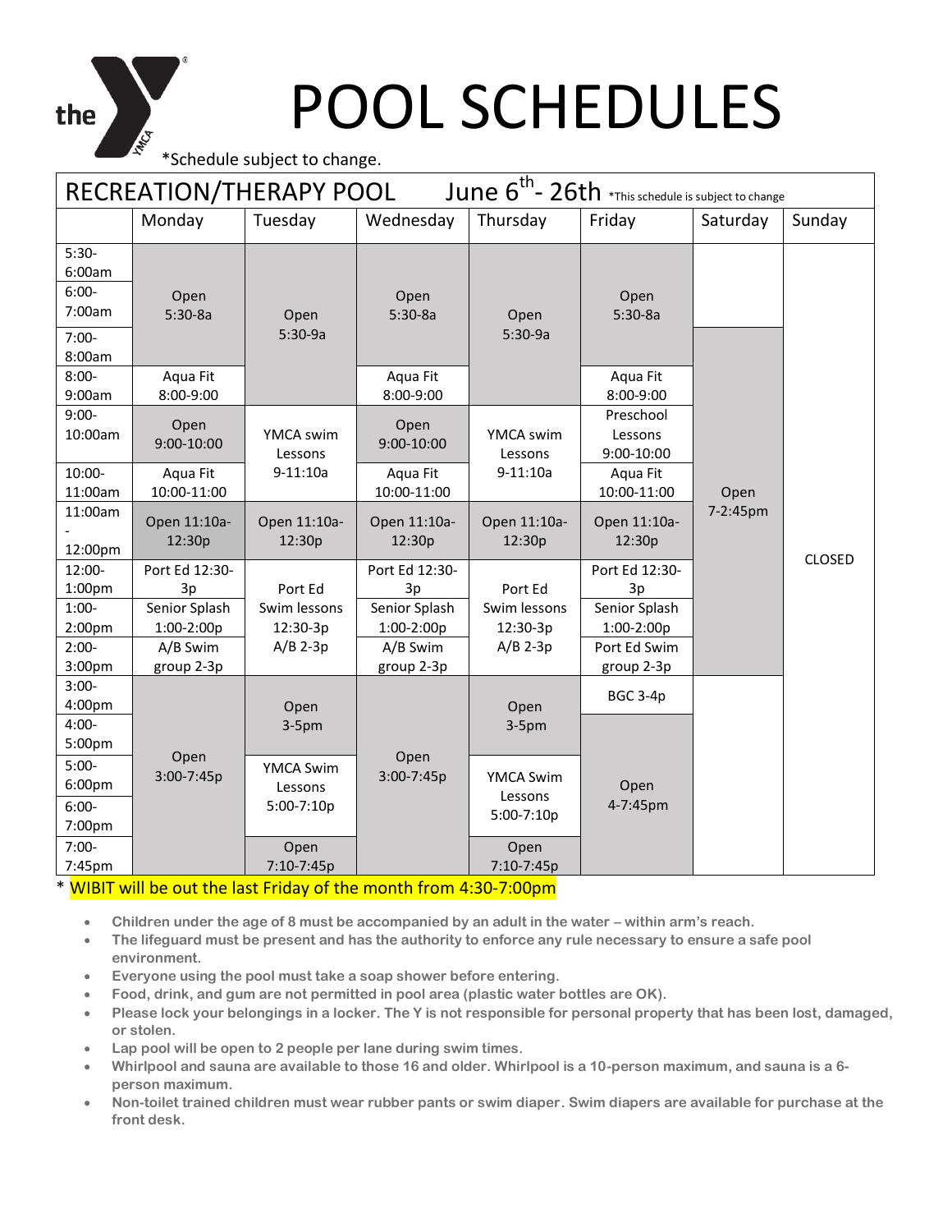# POOL SCHEDULES

*Schedule subject to change.

## RECREATION/THERAPY POOL June 6th- 26th *This schedule is subject to change

| | Monday | Tuesday | Wednesday | Thursday | Friday | Saturday | Sunday |
|---|---|---|---|---|---|---|---|
| 5:30-6:00am | Open 5:30-8a | Open 5:30-9a | Open 5:30-8a | Open 5:30-9a | Open 5:30-8a | | CLOSED |
| 6:00-7:00am | | | | | | | |
| 7:00-8:00am | | | | | | Open 7-2:45pm | |
| 8:00-9:00am | Aqua Fit 8:00-9:00 | | Aqua Fit 8:00-9:00 | | Aqua Fit 8:00-9:00 | | |
| 9:00-10:00am | Open 9:00-10:00 | YMCA swim Lessons 9-11:10a | Open 9:00-10:00 | YMCA swim Lessons 9-11:10a | Preschool Lessons 9:00-10:00 | | |
| 10:00-11:00am | Aqua Fit 10:00-11:00 | | Aqua Fit 10:00-11:00 | | Aqua Fit 10:00-11:00 | | |
| 11:00am - 12:00pm | Open 11:10a-12:30p | Open 11:10a-12:30p | Open 11:10a-12:30p | Open 11:10a-12:30p | Open 11:10a-12:30p | | |
| 12:00-1:00pm | Port Ed 12:30-3p | Port Ed Swim lessons 12:30-3p A/B 2-3p | Port Ed 12:30-3p | Port Ed Swim lessons 12:30-3p A/B 2-3p | Port Ed 12:30-3p | | |
| 1:00-2:00pm | Senior Splash 1:00-2:00p | | Senior Splash 1:00-2:00p | | Senior Splash 1:00-2:00p | | |
| 2:00-3:00pm | A/B Swim group 2-3p | | A/B Swim group 2-3p | | Port Ed Swim group 2-3p | | |
| 3:00-4:00pm | Open 3:00-7:45p | Open 3-5pm | Open 3:00-7:45p | Open 3-5pm | BGC 3-4p | | |
| 4:00-5:00pm | | | | | Open 4-7:45pm | | |
| 5:00-6:00pm | | YMCA Swim Lessons 5:00-7:10p | | YMCA Swim Lessons 5:00-7:10p | | | |
| 6:00-7:00pm | | | | | | | |
| 7:00-7:45pm | | Open 7:10-7:45p | | Open 7:10-7:45p | | | |

\* WIBIT will be out the last Friday of the month from 4:30-7:00pm

- Children under the age of 8 must be accompanied by an adult in the water – within arm's reach.
- The lifeguard must be present and has the authority to enforce any rule necessary to ensure a safe pool environment.
- Everyone using the pool must take a soap shower before entering.
- Food, drink, and gum are not permitted in pool area (plastic water bottles are OK).
- Please lock your belongings in a locker. The Y is not responsible for personal property that has been lost, damaged, or stolen.
- Lap pool will be open to 2 people per lane during swim times.
- Whirlpool and sauna are available to those 16 and older. Whirlpool is a 10-person maximum, and sauna is a 6-person maximum.
- Non-toilet trained children must wear rubber pants or swim diaper. Swim diapers are available for purchase at the front desk.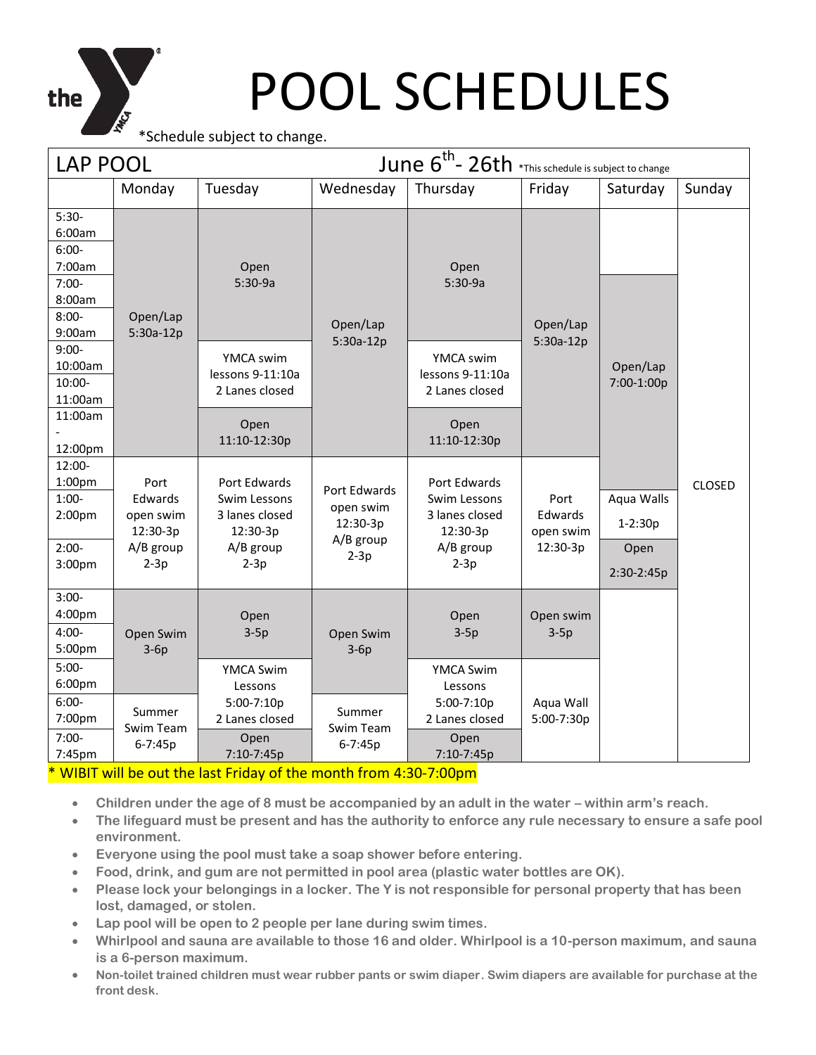# POOL SCHEDULES

*Schedule subject to change.

| LAP POOL | June 6th- 26th *This schedule is subject to change | | | | | | |
|---|---|---|---|---|---|---|---|
| | Monday | Tuesday | Wednesday | Thursday | Friday | Saturday | Sunday |
| 5:30-6:00am | Open/Lap 5:30a-12p | Open 5:30-9a | Open/Lap 5:30a-12p | Open 5:30-9a | Open/Lap 5:30a-12p | | CLOSED |
| 6:00-7:00am | | | | | | | |
| 7:00-8:00am | | | | | | Open/Lap 7:00-1:00p | |
| 8:00-9:00am | | | | | | | |
| 9:00-10:00am | | YMCA swim lessons 9-11:10a 2 Lanes closed | | YMCA swim lessons 9-11:10a 2 Lanes closed | | | |
| 10:00-11:00am | | | | | | | |
| 11:00am - 12:00pm | | Open 11:10-12:30p | | Open 11:10-12:30p | | | |
| 12:00-1:00pm | Port Edwards open swim 12:30-3p A/B group 2-3p | Port Edwards Swim Lessons 3 lanes closed 12:30-3p A/B group 2-3p | Port Edwards open swim 12:30-3p A/B group 2-3p | Port Edwards Swim Lessons 3 lanes closed 12:30-3p A/B group 2-3p | Port Edwards open swim 12:30-3p | | |
| 1:00-2:00pm | | | | | | Aqua Walls 1-2:30p | |
| 2:00-3:00pm | | | | | | Open 2:30-2:45p | |
| 3:00-4:00pm | Open Swim 3-6p | Open 3-5p | Open Swim 3-6p | Open 3-5p | Open swim 3-5p | | |
| 4:00-5:00pm | | | | | | | |
| 5:00-6:00pm | | YMCA Swim Lessons 5:00-7:10p 2 Lanes closed | | YMCA Swim Lessons 5:00-7:10p 2 Lanes closed | Aqua Wall 5:00-7:30p | | |
| 6:00-7:00pm | Summer Swim Team 6-7:45p | | Summer Swim Team 6-7:45p | | | | |
| 7:00-7:45pm | | Open 7:10-7:45p | | Open 7:10-7:45p | | | |

* WIBIT will be out the last Friday of the month from 4:30-7:00pm

- **Children under the age of 8 must be accompanied by an adult in the water – within arm's reach.**
- **The lifeguard must be present and has the authority to enforce any rule necessary to ensure a safe pool environment.**
- **Everyone using the pool must take a soap shower before entering.**
- **Food, drink, and gum are not permitted in pool area (plastic water bottles are OK).**
- **Please lock your belongings in a locker. The Y is not responsible for personal property that has been lost, damaged, or stolen.**
- **Lap pool will be open to 2 people per lane during swim times.**
- **Whirlpool and sauna are available to those 16 and older. Whirlpool is a 10-person maximum, and sauna is a 6-person maximum.**
- **Non-toilet trained children must wear rubber pants or swim diaper. Swim diapers are available for purchase at the front desk.**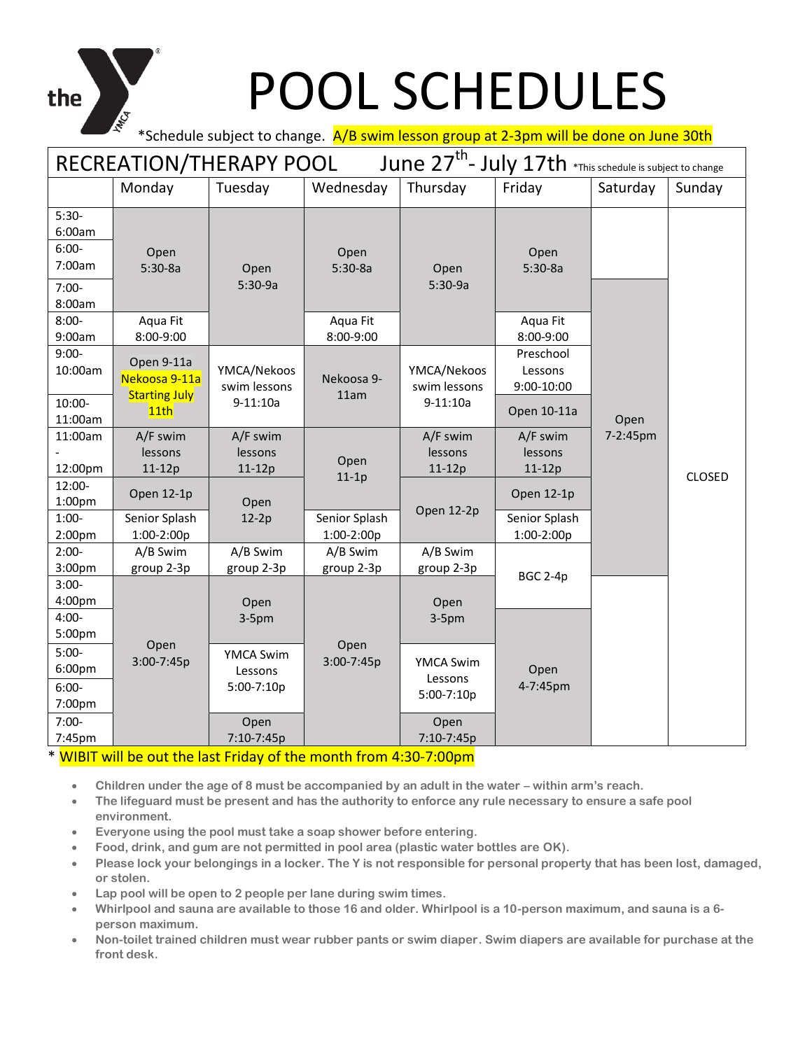# POOL SCHEDULES

*Schedule subject to change. A/B swim lesson group at 2-3pm will be done on June 30th

## RECREATION/THERAPY POOL June 27th- July 17th *This schedule is subject to change

| | Monday | Tuesday | Wednesday | Thursday | Friday | Saturday | Sunday |
|---|---|---|---|---|---|---|---|
| 5:30-6:00am | Open 5:30-8a | Open 5:30-9a | Open 5:30-8a | Open 5:30-9a | Open 5:30-8a | | CLOSED |
| 6:00-7:00am | | | | | | | |
| 7:00-8:00am | | | | | | Open 7-2:45pm | |
| 8:00-9:00am | Aqua Fit 8:00-9:00 | | Aqua Fit 8:00-9:00 | | Aqua Fit 8:00-9:00 | | |
| 9:00-10:00am | Open 9-11a Nekoosa 9-11a Starting July 11th | YMCA/Nekoos swim lessons 9-11:10a | Nekoosa 9-11am | YMCA/Nekoos swim lessons 9-11:10a | Preschool Lessons 9:00-10:00 | | |
| 10:00-11:00am | | | | | Open 10-11a | | |
| 11:00am - 12:00pm | A/F swim lessons 11-12p | A/F swim lessons 11-12p | Open 11-1p | A/F swim lessons 11-12p | A/F swim lessons 11-12p | | |
| 12:00-1:00pm | Open 12-1p | Open 12-2p | | Open 12-2p | Open 12-1p | | |
| 1:00-2:00pm | Senior Splash 1:00-2:00p | | Senior Splash 1:00-2:00p | | Senior Splash 1:00-2:00p | | |
| 2:00-3:00pm | A/B Swim group 2-3p | A/B Swim group 2-3p | A/B Swim group 2-3p | A/B Swim group 2-3p | BGC 2-4p | | |
| 3:00-4:00pm | Open 3:00-7:45p | Open 3-5pm | Open 3:00-7:45p | Open 3-5pm | | | |
| 4:00-5:00pm | | | | | Open 4-7:45pm | | |
| 5:00-6:00pm | | YMCA Swim Lessons 5:00-7:10p | | YMCA Swim Lessons 5:00-7:10p | | | |
| 6:00-7:00pm | | | | | | | |
| 7:00-7:45pm | | Open 7:10-7:45p | | Open 7:10-7:45p | | | |

* WIBIT will be out the last Friday of the month from 4:30-7:00pm

- **Children under the age of 8 must be accompanied by an adult in the water – within arm's reach.**
- **The lifeguard must be present and has the authority to enforce any rule necessary to ensure a safe pool environment.**
- **Everyone using the pool must take a soap shower before entering.**
- **Food, drink, and gum are not permitted in pool area (plastic water bottles are OK).**
- **Please lock your belongings in a locker. The Y is not responsible for personal property that has been lost, damaged, or stolen.**
- **Lap pool will be open to 2 people per lane during swim times.**
- **Whirlpool and sauna are available to those 16 and older. Whirlpool is a 10-person maximum, and sauna is a 6-person maximum.**
- **Non-toilet trained children must wear rubber pants or swim diaper. Swim diapers are available for purchase at the front desk.**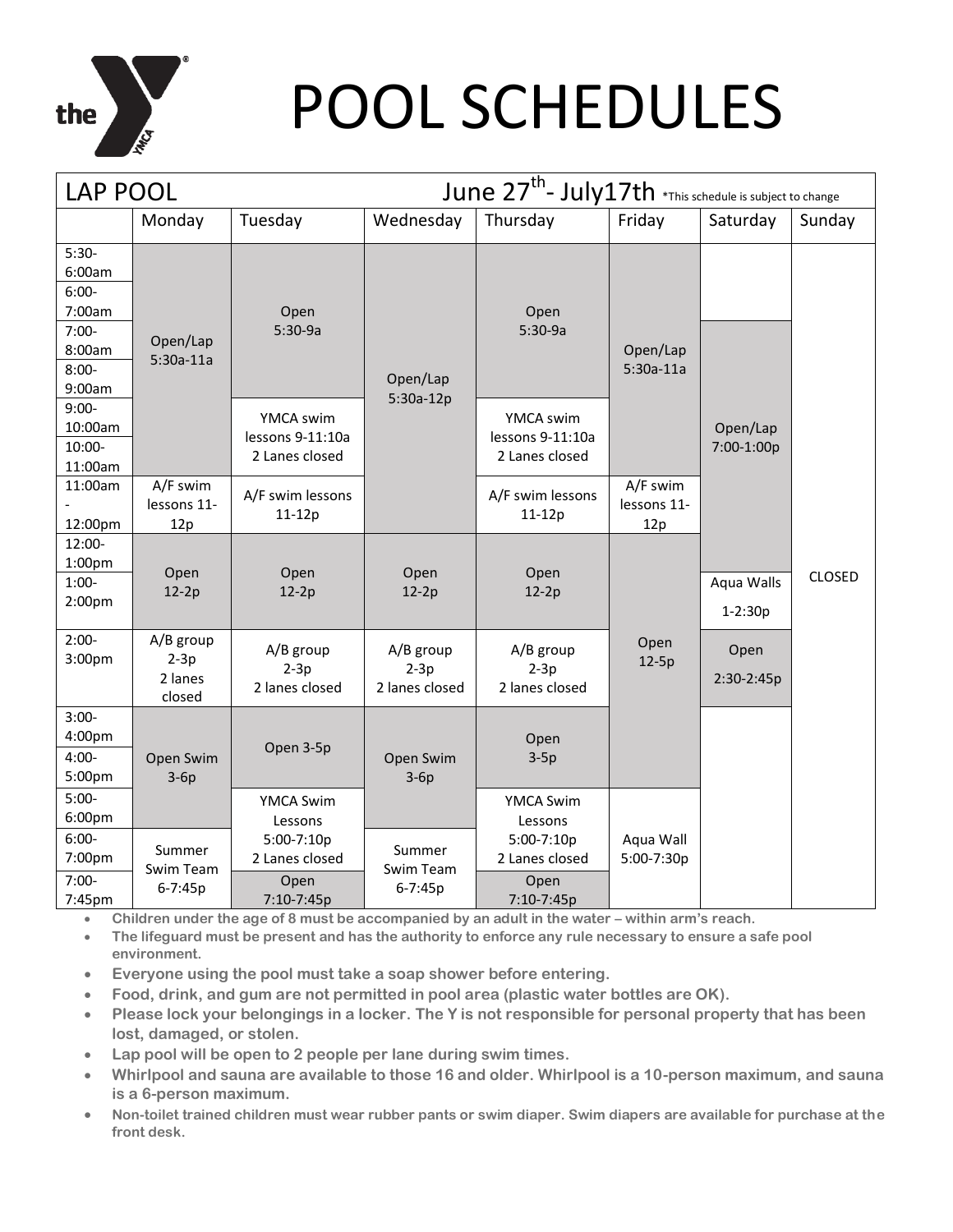# POOL SCHEDULES

| LAP POOL | | | | June 27th- July17th *This schedule is subject to change | | | |
|---|---|---|---|---|---|---|---|
| | Monday | Tuesday | Wednesday | Thursday | Friday | Saturday | Sunday |
| 5:30-6:00am | Open/Lap 5:30a-11a | Open 5:30-9a | Open/Lap 5:30a-12p | Open 5:30-9a | Open/Lap 5:30a-11a | | CLOSED |
| 6:00-7:00am | | | | | | | |
| 7:00-8:00am | | | | | | Open/Lap 7:00-1:00p | |
| 8:00-9:00am | | | | | | | |
| 9:00-10:00am | | YMCA swim lessons 9-11:10a 2 Lanes closed | | YMCA swim lessons 9-11:10a 2 Lanes closed | | | |
| 10:00-11:00am | | | | | | | |
| 11:00am - 12:00pm | A/F swim lessons 11-12p | A/F swim lessons 11-12p | | A/F swim lessons 11-12p | A/F swim lessons 11-12p | | |
| 12:00-1:00pm | Open 12-2p | Open 12-2p | Open 12-2p | Open 12-2p | Open 12-5p | | |
| 1:00-2:00pm | | | | | | Aqua Walls 1-2:30p | |
| 2:00-3:00pm | A/B group 2-3p 2 lanes closed | A/B group 2-3p 2 lanes closed | A/B group 2-3p 2 lanes closed | A/B group 2-3p 2 lanes closed | | Open 2:30-2:45p | |
| 3:00-4:00pm | Open Swim 3-6p | Open 3-5p | Open Swim 3-6p | Open 3-5p | | | |
| 4:00-5:00pm | | | | | | | |
| 5:00-6:00pm | | YMCA Swim Lessons 5:00-7:10p 2 Lanes closed | | YMCA Swim Lessons 5:00-7:10p 2 Lanes closed | Aqua Wall 5:00-7:30p | | |
| 6:00-7:00pm | Summer Swim Team 6-7:45p | | Summer Swim Team 6-7:45p | | | | |
| 7:00-7:45pm | | Open 7:10-7:45p | | Open 7:10-7:45p | | | |

- Children under the age of 8 must be accompanied by an adult in the water – within arm's reach.
- The lifeguard must be present and has the authority to enforce any rule necessary to ensure a safe pool environment.
- Everyone using the pool must take a soap shower before entering.
- Food, drink, and gum are not permitted in pool area (plastic water bottles are OK).
- Please lock your belongings in a locker. The Y is not responsible for personal property that has been lost, damaged, or stolen.
- Lap pool will be open to 2 people per lane during swim times.
- Whirlpool and sauna are available to those 16 and older. Whirlpool is a 10-person maximum, and sauna is a 6-person maximum.
- Non-toilet trained children must wear rubber pants or swim diaper. Swim diapers are available for purchase at the front desk.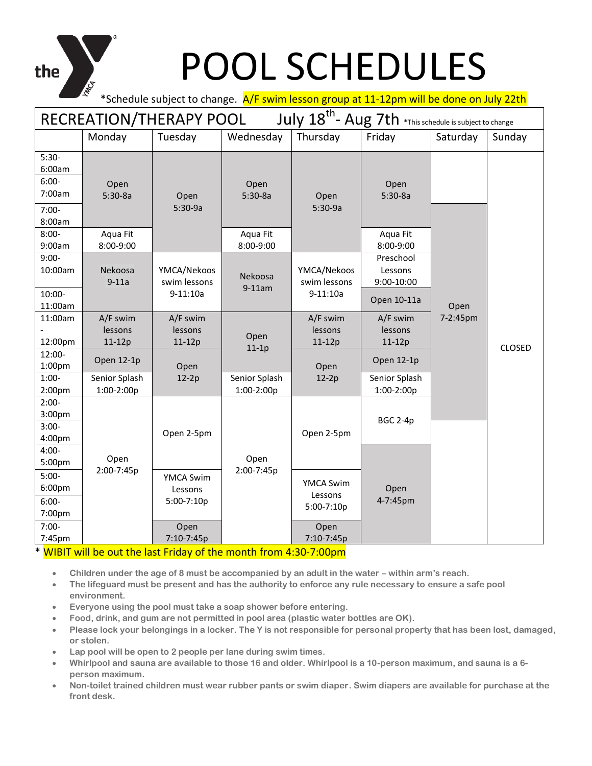# POOL SCHEDULES

*Schedule subject to change. A/F swim lesson group at 11-12pm will be done on July 22th

## RECREATION/THERAPY POOL July 18th- Aug 7th *This schedule is subject to change

| | Monday | Tuesday | Wednesday | Thursday | Friday | Saturday | Sunday |
|---|---|---|---|---|---|---|---|
| 5:30-6:00am | Open 5:30-8a | Open 5:30-9a | Open 5:30-8a | Open 5:30-9a | Open 5:30-8a | | CLOSED |
| 6:00-7:00am | | | | | | | |
| 7:00-8:00am | | | | | | Open 7-2:45pm | |
| 8:00-9:00am | Aqua Fit 8:00-9:00 | | Aqua Fit 8:00-9:00 | | Aqua Fit 8:00-9:00 | | |
| 9:00-10:00am | Nekoosa 9-11a | YMCA/Nekoos swim lessons 9-11:10a | Nekoosa 9-11am | YMCA/Nekoos swim lessons 9-11:10a | Preschool Lessons 9:00-10:00 | | |
| 10:00-11:00am | | | | | Open 10-11a | | |
| 11:00am - 12:00pm | A/F swim lessons 11-12p | A/F swim lessons 11-12p | Open 11-1p | A/F swim lessons 11-12p | A/F swim lessons 11-12p | | |
| 12:00-1:00pm | Open 12-1p | Open 12-2p | | Open 12-2p | Open 12-1p | | |
| 1:00-2:00pm | Senior Splash 1:00-2:00p | | Senior Splash 1:00-2:00p | | Senior Splash 1:00-2:00p | | |
| 2:00-3:00pm | Open 2:00-7:45p | Open 2-5pm | Open 2:00-7:45p | Open 2-5pm | BGC 2-4p | | |
| 3:00-4:00pm | | | | | | | |
| 4:00-5:00pm | | | | | Open 4-7:45pm | | |
| 5:00-6:00pm | | YMCA Swim Lessons 5:00-7:10p | | YMCA Swim Lessons 5:00-7:10p | | | |
| 6:00-7:00pm | | | | | | | |
| 7:00-7:45pm | | Open 7:10-7:45p | | Open 7:10-7:45p | | | |

\* WIBIT will be out the last Friday of the month from 4:30-7:00pm

- **Children under the age of 8 must be accompanied by an adult in the water – within arm's reach.**
- **The lifeguard must be present and has the authority to enforce any rule necessary to ensure a safe pool environment.**
- **Everyone using the pool must take a soap shower before entering.**
- **Food, drink, and gum are not permitted in pool area (plastic water bottles are OK).**
- **Please lock your belongings in a locker. The Y is not responsible for personal property that has been lost, damaged, or stolen.**
- **Lap pool will be open to 2 people per lane during swim times.**
- **Whirlpool and sauna are available to those 16 and older. Whirlpool is a 10-person maximum, and sauna is a 6-person maximum.**
- **Non-toilet trained children must wear rubber pants or swim diaper. Swim diapers are available for purchase at the front desk.**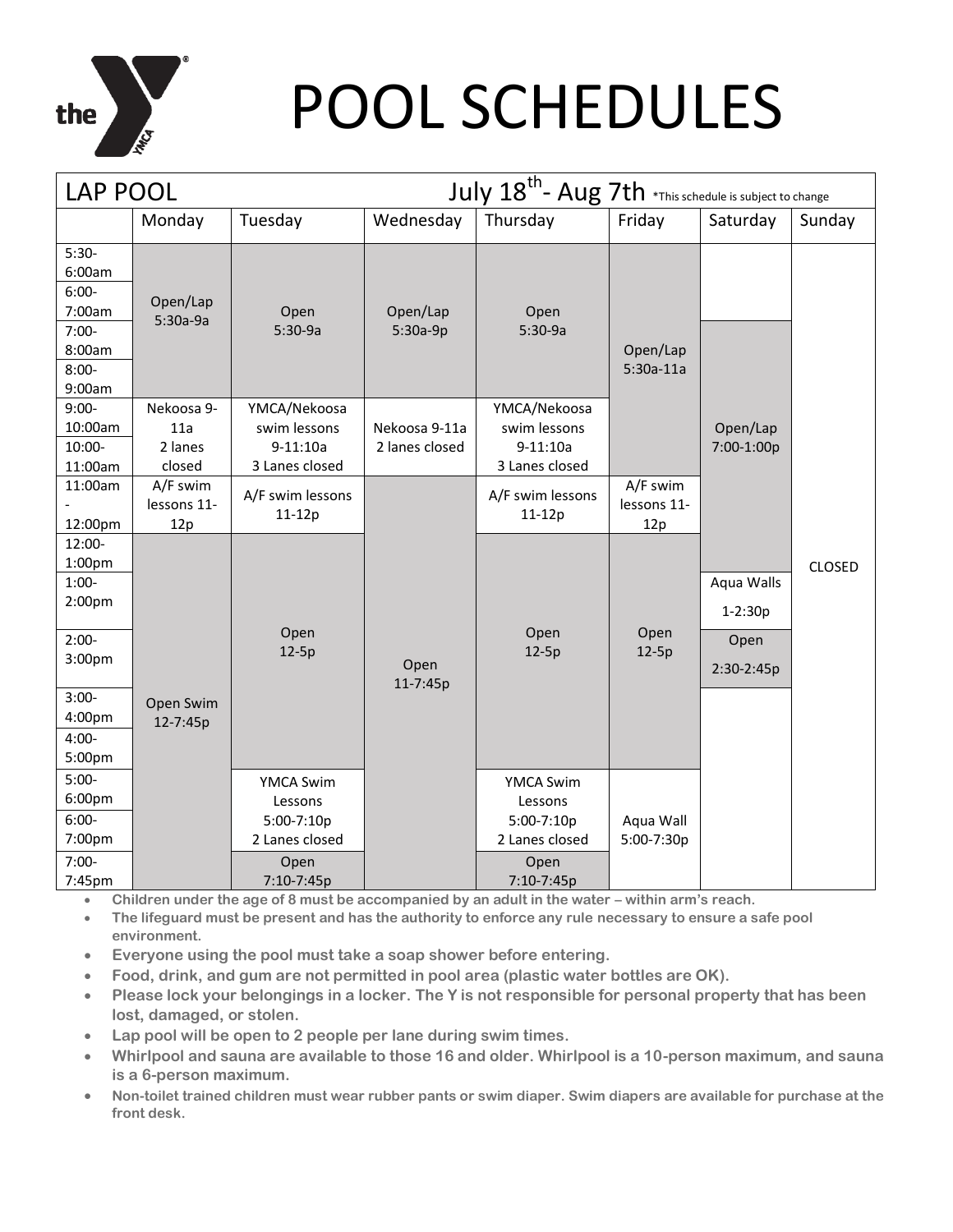# POOL SCHEDULES

| LAP POOL | | | | July 18th- Aug 7th *This schedule is subject to change | | | |
|---|---|---|---|---|---|---|---|
| | Monday | Tuesday | Wednesday | Thursday | Friday | Saturday | Sunday |
| 5:30-6:00am | Open/Lap 5:30a-9a | Open 5:30-9a | Open/Lap 5:30a-9p | Open 5:30-9a | Open/Lap 5:30a-11a | | CLOSED |
| 6:00-7:00am | | | | | | | |
| 7:00-8:00am | | | | | | Open/Lap 7:00-1:00p | |
| 8:00-9:00am | | | | | | | |
| 9:00-10:00am | Nekoosa 9-11a 2 lanes closed | YMCA/Nekoosa swim lessons 9-11:10a 3 Lanes closed | Nekoosa 9-11a 2 lanes closed | YMCA/Nekoosa swim lessons 9-11:10a 3 Lanes closed | | | |
| 10:00-11:00am | | | | | | | |
| 11:00am - 12:00pm | A/F swim lessons 11-12p | A/F swim lessons 11-12p | Open 11-7:45p | A/F swim lessons 11-12p | A/F swim lessons 11-12p | | |
| 12:00-1:00pm | Open Swim 12-7:45p | Open 12-5p | | Open 12-5p | Open 12-5p | | |
| 1:00-2:00pm | | | | | | Aqua Walls 1-2:30p | |
| 2:00-3:00pm | | | | | | Open 2:30-2:45p | |
| 3:00-4:00pm | | | | | | | |
| 4:00-5:00pm | | | | | | | |
| 5:00-6:00pm | | YMCA Swim Lessons 5:00-7:10p 2 Lanes closed | | YMCA Swim Lessons 5:00-7:10p 2 Lanes closed | Aqua Wall 5:00-7:30p | | |
| 6:00-7:00pm | | | | | | | |
| 7:00-7:45pm | | Open 7:10-7:45p | | Open 7:10-7:45p | | | |

- Children under the age of 8 must be accompanied by an adult in the water – within arm's reach.
- The lifeguard must be present and has the authority to enforce any rule necessary to ensure a safe pool environment.
- Everyone using the pool must take a soap shower before entering.
- Food, drink, and gum are not permitted in pool area (plastic water bottles are OK).
- Please lock your belongings in a locker. The Y is not responsible for personal property that has been lost, damaged, or stolen.
- Lap pool will be open to 2 people per lane during swim times.
- Whirlpool and sauna are available to those 16 and older. Whirlpool is a 10-person maximum, and sauna is a 6-person maximum.
- Non-toilet trained children must wear rubber pants or swim diaper. Swim diapers are available for purchase at the front desk.